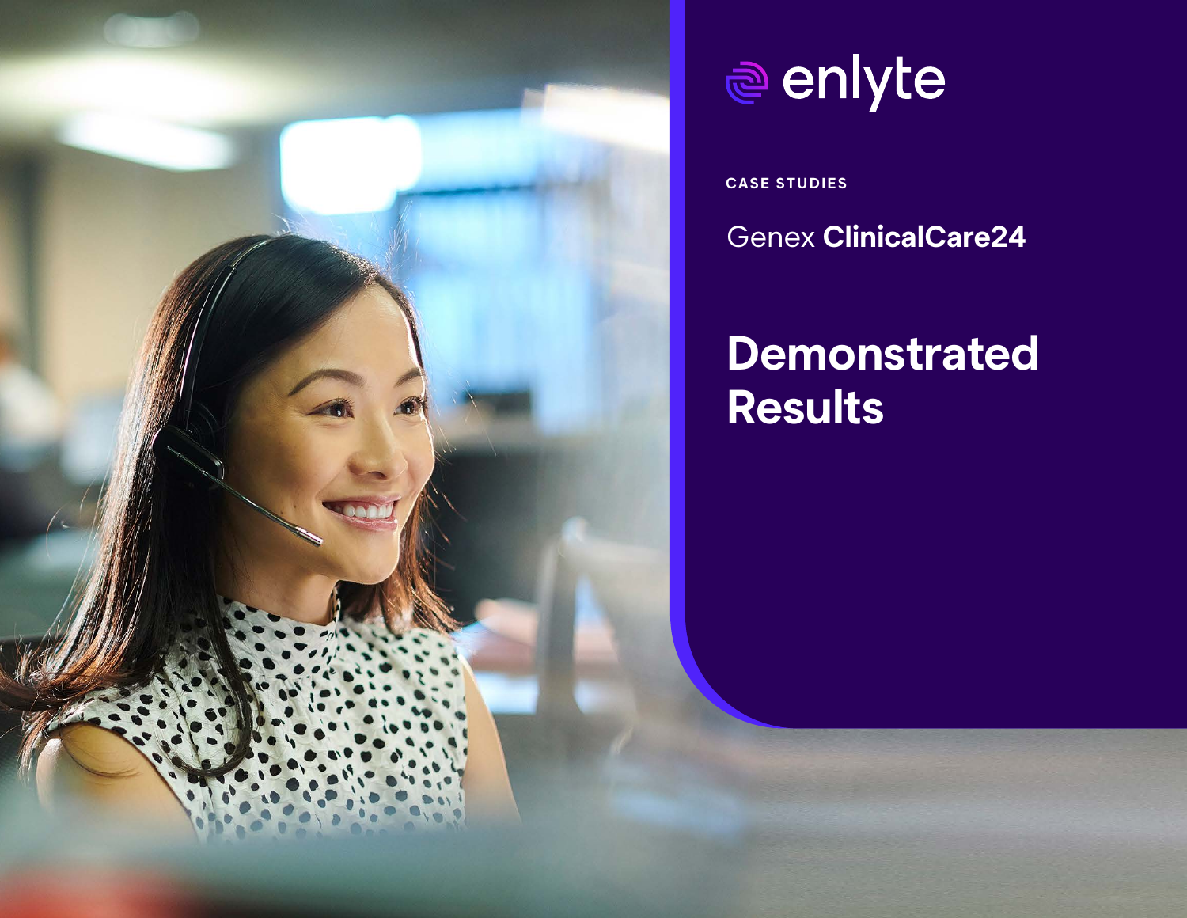enlyte

CASE STUDIES

Genex **ClinicalCare24**

# Demonstrated Results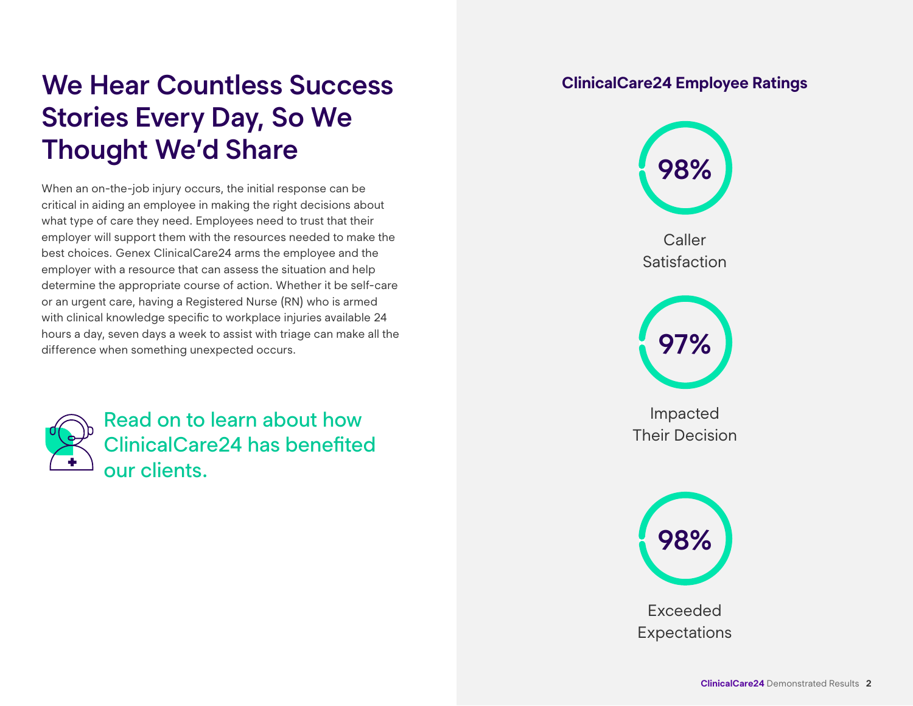# We Hear Countless Success Stories Every Day, So We Thought We'd Share

When an on-the-job injury occurs, the initial response can be critical in aiding an employee in making the right decisions about what type of care they need. Employees need to trust that their employer will support them with the resources needed to make the best choices. Genex ClinicalCare24 arms the employee and the employer with a resource that can assess the situation and help determine the appropriate course of action. Whether it be self-care or an urgent care, having a Registered Nurse (RN) who is armed with clinical knowledge specific to workplace injuries available 24 hours a day, seven days a week to assist with triage can make all the difference when something unexpected occurs.

Read on to learn about how ClinicalCare24 has benefited our clients.

## ClinicalCare24 Employee Ratings

**98%**
Caller Satisfaction

**97%**
Impacted Their Decision

**98%**
Exceeded Expectations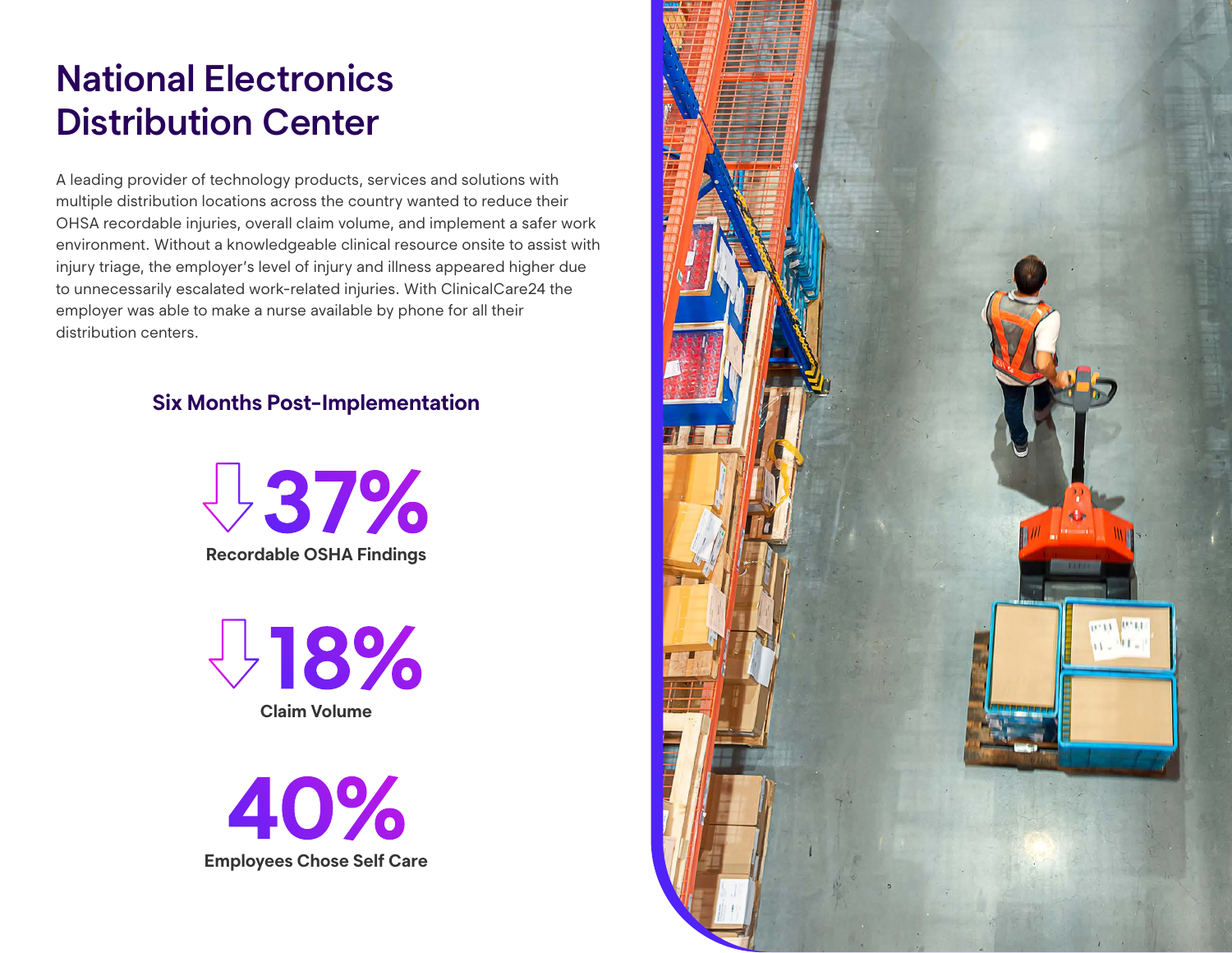# National Electronics Distribution Center

A leading provider of technology products, services and solutions with multiple distribution locations across the country wanted to reduce their OHSA recordable injuries, overall claim volume, and implement a safer work environment. Without a knowledgeable clinical resource onsite to assist with injury triage, the employer's level of injury and illness appeared higher due to unnecessarily escalated work-related injuries. With ClinicalCare24 the employer was able to make a nurse available by phone for all their distribution centers.

## Six Months Post-Implementation

**↓ 37%**
**Recordable OSHA Findings**

**↓ 18%**
**Claim Volume**

**40%**
**Employees Chose Self Care**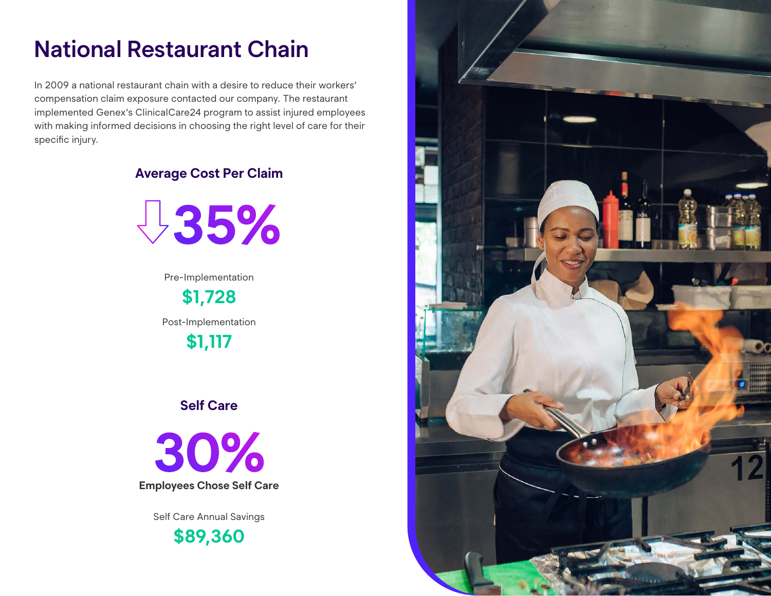# National Restaurant Chain

In 2009 a national restaurant chain with a desire to reduce their workers' compensation claim exposure contacted our company. The restaurant implemented Genex's ClinicalCare24 program to assist injured employees with making informed decisions in choosing the right level of care for their specific injury.

### Average Cost Per Claim

**↓35%**

Pre-Implementation

**$1,728**

Post-Implementation

**$1,117**

### Self Care

**30%**

**Employees Chose Self Care**

Self Care Annual Savings

**$89,360**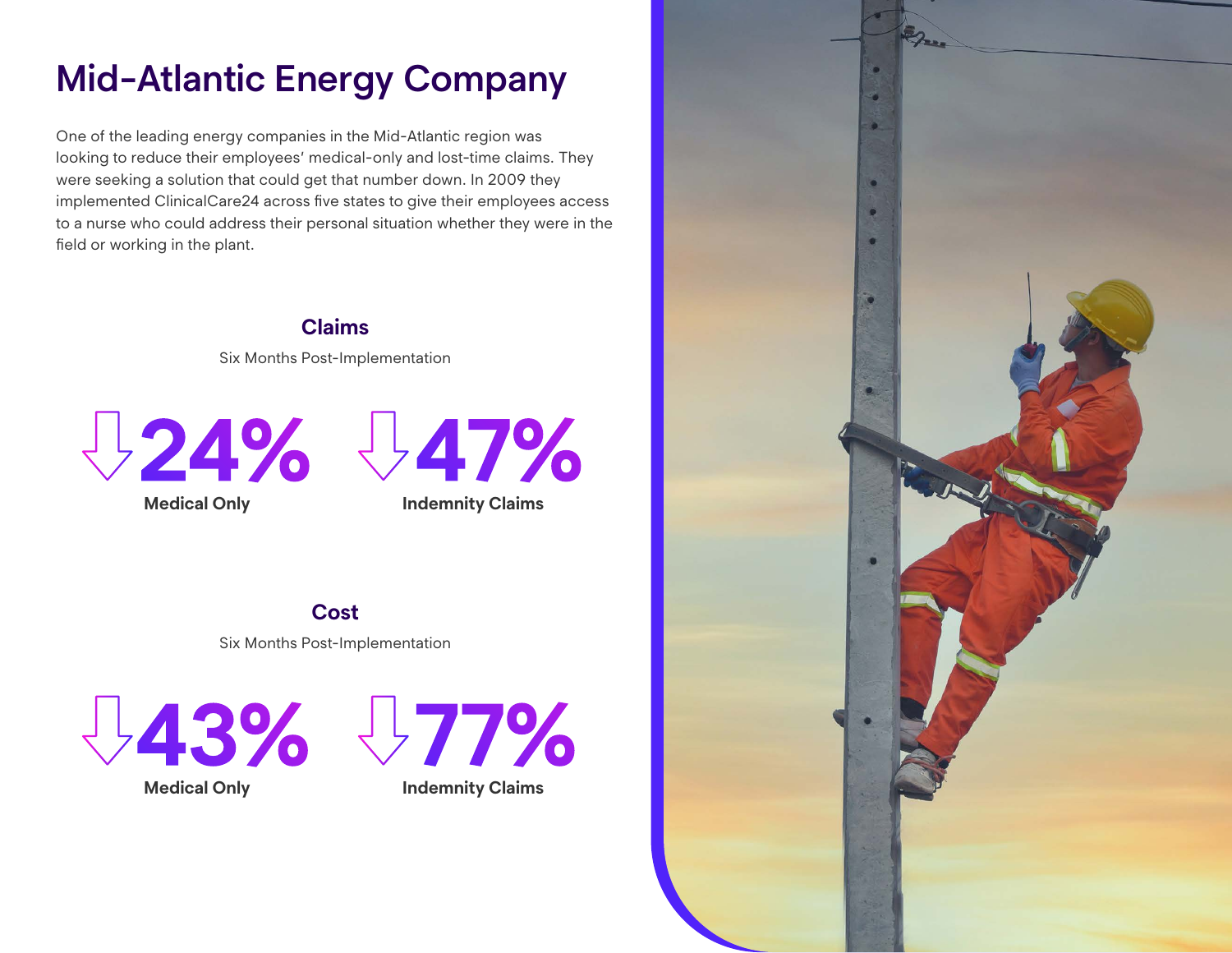# Mid-Atlantic Energy Company

One of the leading energy companies in the Mid-Atlantic region was looking to reduce their employees' medical-only and lost-time claims. They were seeking a solution that could get that number down. In 2009 they implemented ClinicalCare24 across five states to give their employees access to a nurse who could address their personal situation whether they were in the field or working in the plant.

## Claims

Six Months Post-Implementation

**↓24%** Medical Only

**↓47%** Indemnity Claims

## Cost

Six Months Post-Implementation

**↓43%** Medical Only

**↓77%** Indemnity Claims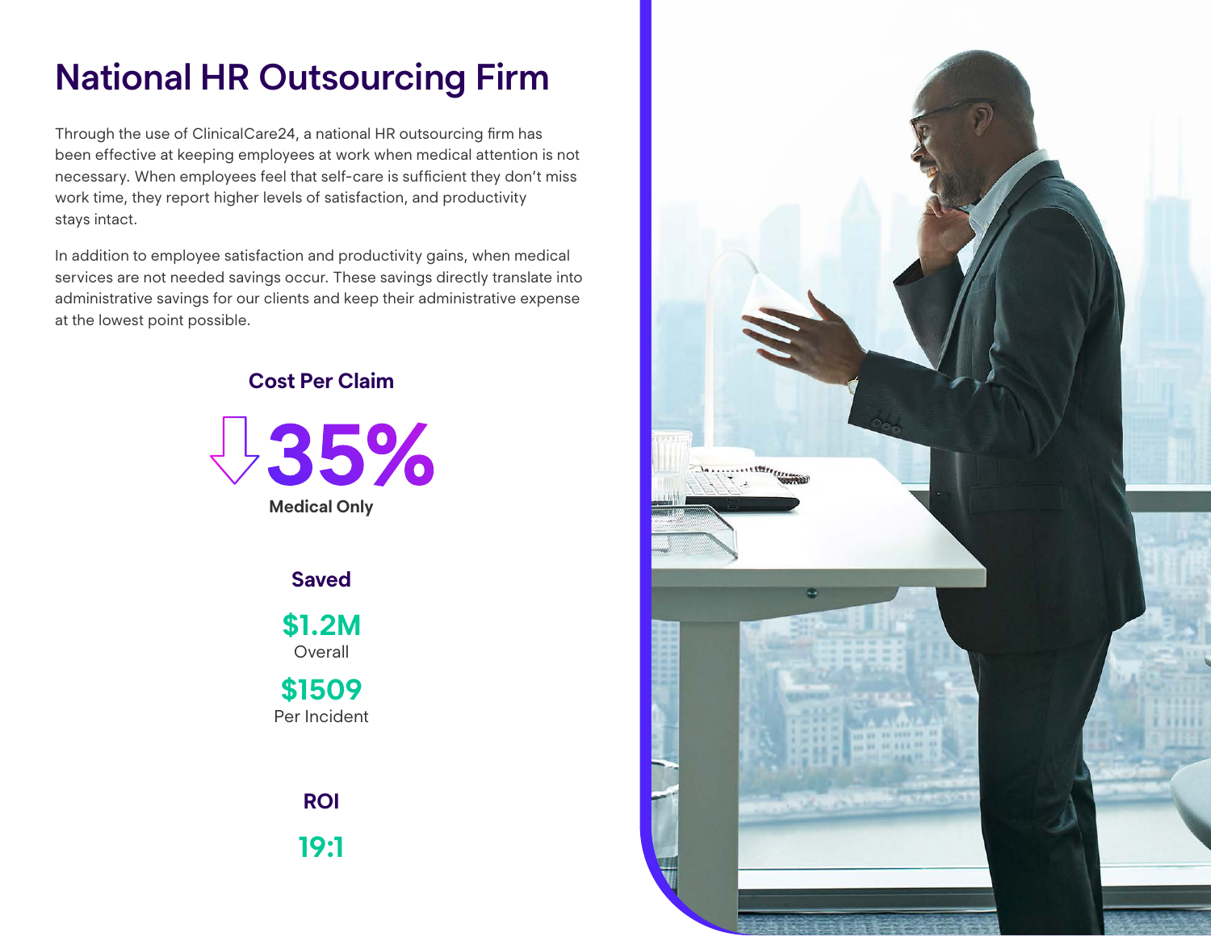# National HR Outsourcing Firm

Through the use of ClinicalCare24, a national HR outsourcing firm has been effective at keeping employees at work when medical attention is not necessary. When employees feel that self-care is sufficient they don't miss work time, they report higher levels of satisfaction, and productivity stays intact.

In addition to employee satisfaction and productivity gains, when medical services are not needed savings occur. These savings directly translate into administrative savings for our clients and keep their administrative expense at the lowest point possible.

### Cost Per Claim

**↓ 35%**

**Medical Only**

### Saved

**$1.2M**

Overall

**$1509**

Per Incident

### ROI

**19:1**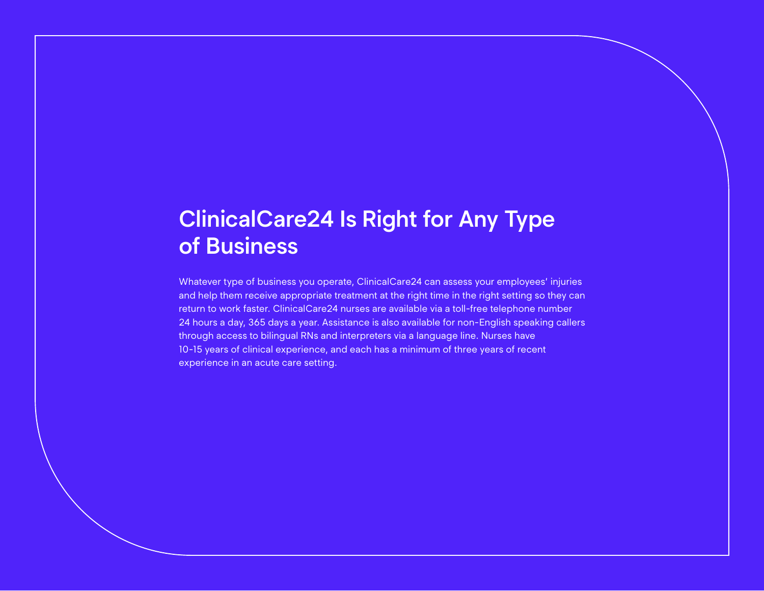## ClinicalCare24 Is Right for Any Type of Business

Whatever type of business you operate, ClinicalCare24 can assess your employees' injuries and help them receive appropriate treatment at the right time in the right setting so they can return to work faster. ClinicalCare24 nurses are available via a toll-free telephone number 24 hours a day, 365 days a year. Assistance is also available for non-English speaking callers through access to bilingual RNs and interpreters via a language line. Nurses have 10-15 years of clinical experience, and each has a minimum of three years of recent experience in an acute care setting.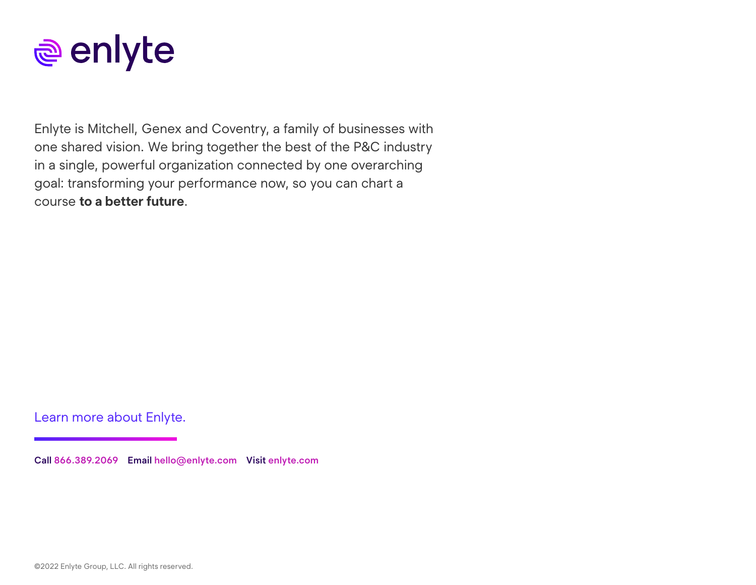enlyte

Enlyte is Mitchell, Genex and Coventry, a family of businesses with one shared vision. We bring together the best of the P&C industry in a single, powerful organization connected by one overarching goal: transforming your performance now, so you can chart a course **to a better future**.

Learn more about Enlyte.

**Call** 866.389.2069 **Email** hello@enlyte.com **Visit** enlyte.com

©2022 Enlyte Group, LLC. All rights reserved.